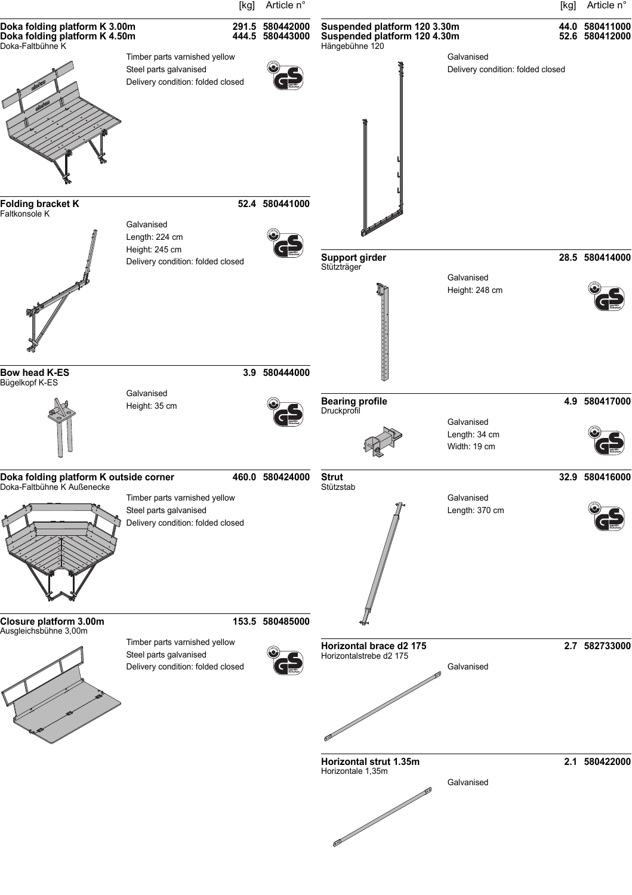| | [kg] | Article n° |
|---|---|---|

**Doka folding platform K 3.00m** — 291.5 — 580442000
**Doka folding platform K 4.50m** — 444.5 — 580443000
Doka-Faltbühne K

Timber parts varnished yellow
Steel parts galvanised
Delivery condition: folded closed

**Folding bracket K** — 52.4 — 580441000
Faltkonsole K

Galvanised
Length: 224 cm
Height: 245 cm
Delivery condition: folded closed

**Bow head K-ES** — 3.9 — 580444000
Bügelkopf K-ES

Galvanised
Height: 35 cm

**Doka folding platform K outside corner** — 460.0 — 580424000
Doka-Faltbühne K Außenecke

Timber parts varnished yellow
Steel parts galvanised
Delivery condition: folded closed

**Closure platform 3.00m** — 153.5 — 580485000
Ausgleichsbühne 3,00m

Timber parts varnished yellow
Steel parts galvanised
Delivery condition: folded closed

| | [kg] | Article n° |
|---|---|---|

**Suspended platform 120 3.30m** — 44.0 — 580411000
**Suspended platform 120 4.30m** — 52.6 — 580412000
Hängebühne 120

Galvanised
Delivery condition: folded closed

**Support girder** — 28.5 — 580414000
Stützträger

Galvanised
Height: 248 cm

**Bearing profile** — 4.9 — 580417000
Druckprofil

Galvanised
Length: 34 cm
Width: 19 cm

**Strut** — 32.9 — 580416000
Stützstab

Galvanised
Length: 370 cm

**Horizontal brace d2 175** — 2.7 — 582733000
Horizontalstrebe d2 175

Galvanised

**Horizontal strut 1.35m** — 2.1 — 580422000
Horizontale 1,35m

Galvanised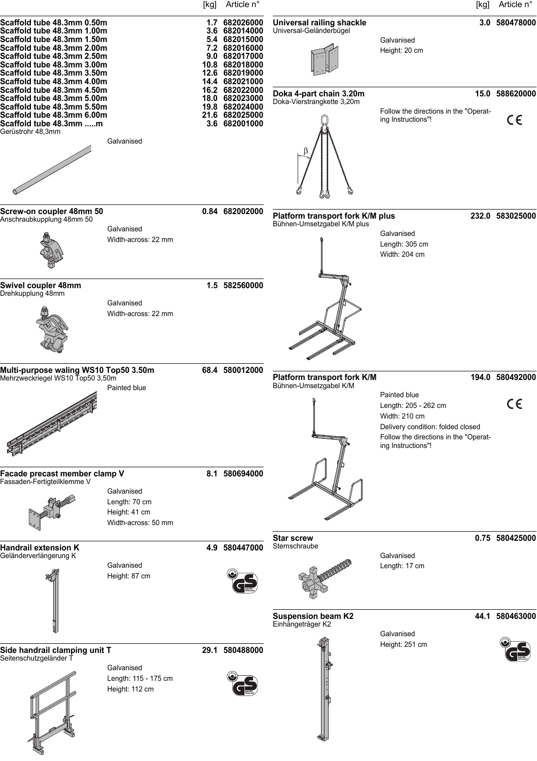| | [kg] | Article n° |
|---|---|---|
| **Scaffold tube 48.3mm 0.50m** | **1.7** | **682026000** |
| **Scaffold tube 48.3mm 1.00m** | **3.6** | **682014000** |
| **Scaffold tube 48.3mm 1.50m** | **5.4** | **682015000** |
| **Scaffold tube 48.3mm 2.00m** | **7.2** | **682016000** |
| **Scaffold tube 48.3mm 2.50m** | **9.0** | **682017000** |
| **Scaffold tube 48.3mm 3.00m** | **10.8** | **682018000** |
| **Scaffold tube 48.3mm 3.50m** | **12.6** | **682019000** |
| **Scaffold tube 48.3mm 4.00m** | **14.4** | **682021000** |
| **Scaffold tube 48.3mm 4.50m** | **16.2** | **682022000** |
| **Scaffold tube 48.3mm 5.00m** | **18.0** | **682023000** |
| **Scaffold tube 48.3mm 5.50m** | **19.8** | **682024000** |
| **Scaffold tube 48.3mm 6.00m** | **21.6** | **682025000** |
| **Scaffold tube 48.3mm .....m** | **3.6** | **682001000** |

Gerüstrohr 48,3mm

Galvanised

**Screw-on coupler 48mm 50** — **0.84** — **682002000**
Anschraubkupplung 48mm 50

Galvanised
Width-across: 22 mm

**Swivel coupler 48mm** — **1.5** — **582560000**
Drehkupplung 48mm

Galvanised
Width-across: 22 mm

**Multi-purpose waling WS10 Top50 3.50m** — **68.4** — **580012000**
Mehrzweckriegel WS10 Top50 3,50m

Painted blue

**Facade precast member clamp V** — **8.1** — **580694000**
Fassaden-Fertigteilklemme V

Galvanised
Length: 70 cm
Height: 41 cm
Width-across: 50 mm

**Handrail extension K** — **4.9** — **580447000**
Geländerverlängerung K

Galvanised
Height: 87 cm

**Side handrail clamping unit T** — **29.1** — **580488000**
Seitenschutzgeländer T

Galvanised
Length: 115 - 175 cm
Height: 112 cm

**Universal railing shackle** — **3.0** — **580478000**
Universal-Geländerbügel

Galvanised
Height: 20 cm

**Doka 4-part chain 3.20m** — **15.0** — **588620000**
Doka-Vierstrangkette 3,20m

Follow the directions in the "Operating Instructions"!

**Platform transport fork K/M plus** — **232.0** — **583025000**
Bühnen-Umsetzgabel K/M plus

Galvanised
Length: 305 cm
Width: 204 cm

**Platform transport fork K/M** — **194.0** — **580492000**
Bühnen-Umsetzgabel K/M

Painted blue
Length: 205 - 262 cm
Width: 210 cm
Delivery condition: folded closed
Follow the directions in the "Operating Instructions"!

**Star screw** — **0.75** — **580425000**
Sternschraube

Galvanised
Length: 17 cm

**Suspension beam K2** — **44.1** — **580463000**
Einhängeträger K2

Galvanised
Height: 251 cm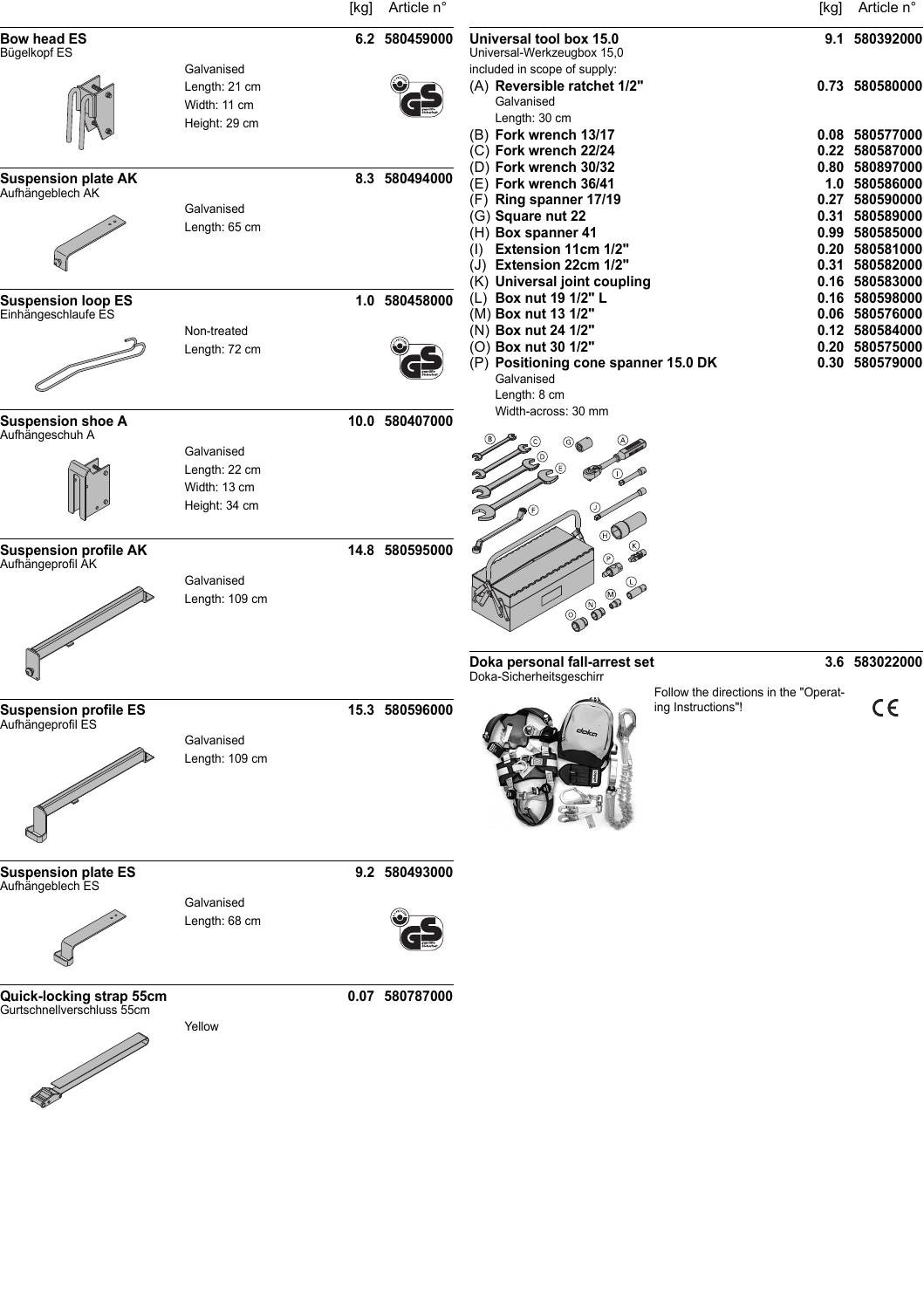| | [kg] | Article n° |
|---|---|---|
| **Bow head ES**<br>Bügelkopf ES<br>Galvanised<br>Length: 21 cm<br>Width: 11 cm<br>Height: 29 cm | 6.2 | 580459000 |
| **Suspension plate AK**<br>Aufhängeblech AK<br>Galvanised<br>Length: 65 cm | 8.3 | 580494000 |
| **Suspension loop ES**<br>Einhängeschlaufe ES<br>Non-treated<br>Length: 72 cm | 1.0 | 580458000 |
| **Suspension shoe A**<br>Aufhängeschuh A<br>Galvanised<br>Length: 22 cm<br>Width: 13 cm<br>Height: 34 cm | 10.0 | 580407000 |
| **Suspension profile AK**<br>Aufhängeprofil AK<br>Galvanised<br>Length: 109 cm | 14.8 | 580595000 |
| **Suspension profile ES**<br>Aufhängeprofil ES<br>Galvanised<br>Length: 109 cm | 15.3 | 580596000 |
| **Suspension plate ES**<br>Aufhängeblech ES<br>Galvanised<br>Length: 68 cm | 9.2 | 580493000 |
| **Quick-locking strap 55cm**<br>Gurtschnellverschluss 55cm<br>Yellow | 0.07 | 580787000 |

| | [kg] | Article n° |
|---|---|---|
| **Universal tool box 15.0**<br>Universal-Werkzeugbox 15,0<br>included in scope of supply: | 9.1 | 580392000 |
| (A) **Reversible ratchet 1/2"**<br>Galvanised<br>Length: 30 cm | 0.73 | 580580000 |
| (B) **Fork wrench 13/17** | 0.08 | 580577000 |
| (C) **Fork wrench 22/24** | 0.22 | 580587000 |
| (D) **Fork wrench 30/32** | 0.80 | 580897000 |
| (E) **Fork wrench 36/41** | 1.0 | 580586000 |
| (F) **Ring spanner 17/19** | 0.27 | 580590000 |
| (G) **Square nut 22** | 0.31 | 580589000 |
| (H) **Box spanner 41** | 0.99 | 580585000 |
| (I) **Extension 11cm 1/2"** | 0.20 | 580581000 |
| (J) **Extension 22cm 1/2"** | 0.31 | 580582000 |
| (K) **Universal joint coupling** | 0.16 | 580583000 |
| (L) **Box nut 19 1/2" L** | 0.16 | 580598000 |
| (M) **Box nut 13 1/2"** | 0.06 | 580576000 |
| (N) **Box nut 24 1/2"** | 0.12 | 580584000 |
| (O) **Box nut 30 1/2"** | 0.20 | 580575000 |
| (P) **Positioning cone spanner 15.0 DK**<br>Galvanised<br>Length: 8 cm<br>Width-across: 30 mm | 0.30 | 580579000 |
| **Doka personal fall-arrest set**<br>Doka-Sicherheitsgeschirr<br>Follow the directions in the "Operating Instructions"! | 3.6 | 583022000 |